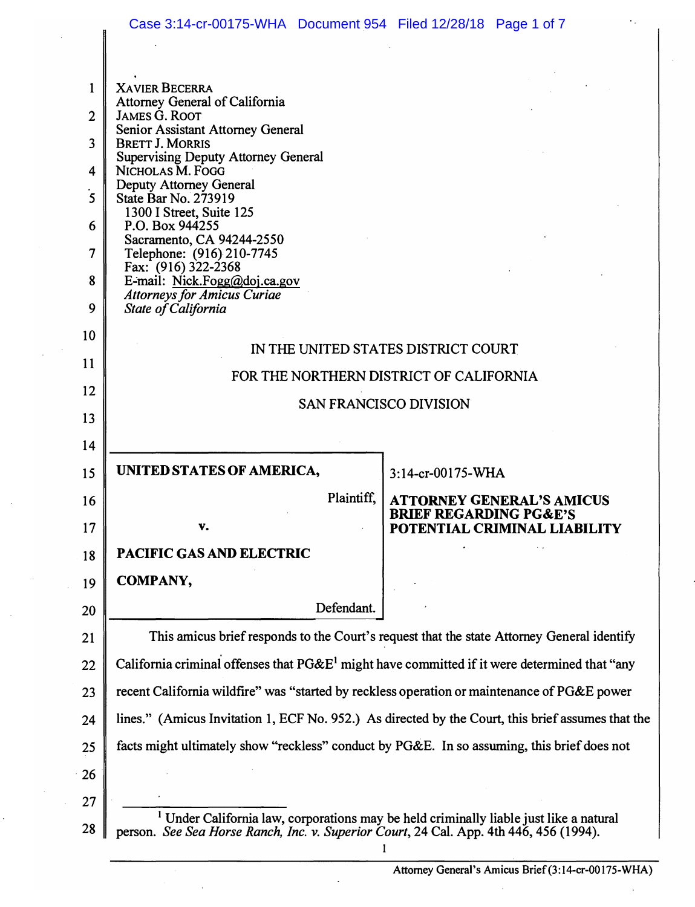XAVIER BECERRA
Attorney General of California
JAMES G. ROOT
Senior Assistant Attorney General
BRETT J. MORRIS
Supervising Deputy Attorney General
NICHOLAS M. FOGG
Deputy Attorney General
State Bar No. 273919
1300 I Street, Suite 125
P.O. Box 944255
Sacramento, CA 94244-2550
Telephone: (916) 210-7745
Fax: (916) 322-2368
E-mail: Nick.Fogg@doj.ca.gov
*Attorneys for Amicus Curiae*
*State of California*

IN THE UNITED STATES DISTRICT COURT

FOR THE NORTHERN DISTRICT OF CALIFORNIA

SAN FRANCISCO DIVISION

| | |
|---|---|
| **UNITED STATES OF AMERICA,** Plaintiff, v. **PACIFIC GAS AND ELECTRIC COMPANY,** Defendant. | 3:14-cr-00175-WHA **ATTORNEY GENERAL'S AMICUS BRIEF REGARDING PG&E'S POTENTIAL CRIMINAL LIABILITY** |

This amicus brief responds to the Court's request that the state Attorney General identify California criminal offenses that PG&E[1] might have committed if it were determined that "any recent California wildfire" was "started by reckless operation or maintenance of PG&E power lines." (Amicus Invitation 1, ECF No. 952.) As directed by the Court, this brief assumes that the facts might ultimately show "reckless" conduct by PG&E. In so assuming, this brief does not

[1] Under California law, corporations may be held criminally liable just like a natural person. *See Sea Horse Ranch, Inc. v. Superior Court*, 24 Cal. App. 4th 446, 456 (1994).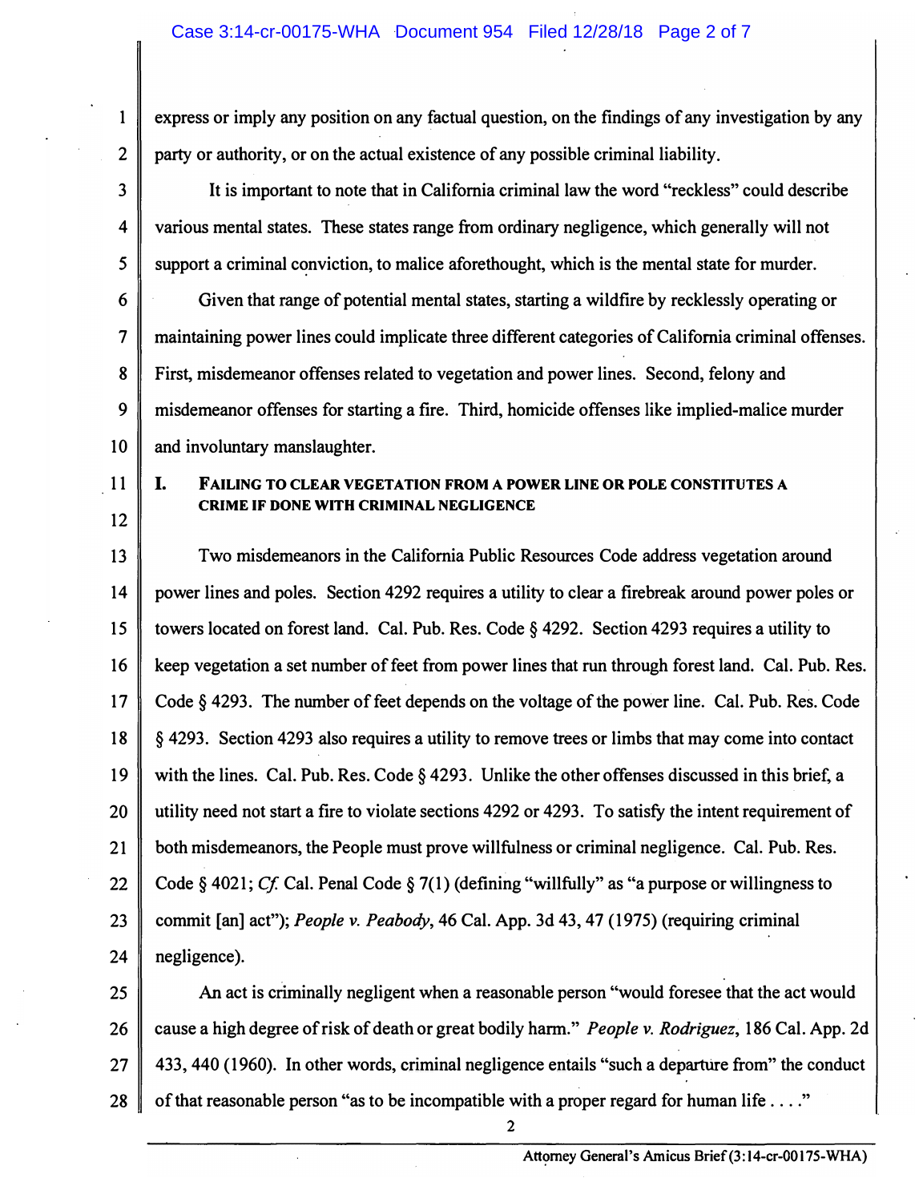express or imply any position on any factual question, on the findings of any investigation by any party or authority, or on the actual existence of any possible criminal liability.

It is important to note that in California criminal law the word "reckless" could describe various mental states. These states range from ordinary negligence, which generally will not support a criminal conviction, to malice aforethought, which is the mental state for murder.

Given that range of potential mental states, starting a wildfire by recklessly operating or maintaining power lines could implicate three different categories of California criminal offenses. First, misdemeanor offenses related to vegetation and power lines. Second, felony and misdemeanor offenses for starting a fire. Third, homicide offenses like implied-malice murder and involuntary manslaughter.

## I. FAILING TO CLEAR VEGETATION FROM A POWER LINE OR POLE CONSTITUTES A CRIME IF DONE WITH CRIMINAL NEGLIGENCE

Two misdemeanors in the California Public Resources Code address vegetation around power lines and poles. Section 4292 requires a utility to clear a firebreak around power poles or towers located on forest land. Cal. Pub. Res. Code § 4292. Section 4293 requires a utility to keep vegetation a set number of feet from power lines that run through forest land. Cal. Pub. Res. Code § 4293. The number of feet depends on the voltage of the power line. Cal. Pub. Res. Code § 4293. Section 4293 also requires a utility to remove trees or limbs that may come into contact with the lines. Cal. Pub. Res. Code § 4293. Unlike the other offenses discussed in this brief, a utility need not start a fire to violate sections 4292 or 4293. To satisfy the intent requirement of both misdemeanors, the People must prove willfulness or criminal negligence. Cal. Pub. Res. Code § 4021; *Cf.* Cal. Penal Code § 7(1) (defining "willfully" as "a purpose or willingness to commit [an] act"); *People v. Peabody*, 46 Cal. App. 3d 43, 47 (1975) (requiring criminal negligence).

An act is criminally negligent when a reasonable person "would foresee that the act would cause a high degree of risk of death or great bodily harm." *People v. Rodriguez*, 186 Cal. App. 2d 433, 440 (1960). In other words, criminal negligence entails "such a departure from" the conduct of that reasonable person "as to be incompatible with a proper regard for human life . . . ."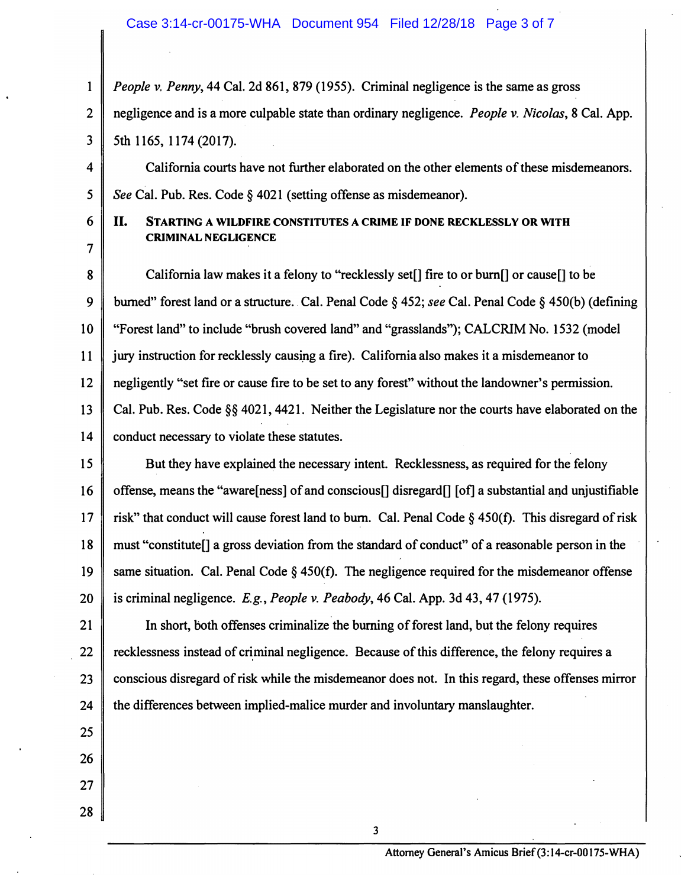*People v. Penny*, 44 Cal. 2d 861, 879 (1955). Criminal negligence is the same as gross negligence and is a more culpable state than ordinary negligence. *People v. Nicolas*, 8 Cal. App. 5th 1165, 1174 (2017).

California courts have not further elaborated on the other elements of these misdemeanors. *See* Cal. Pub. Res. Code § 4021 (setting offense as misdemeanor).

## II. STARTING A WILDFIRE CONSTITUTES A CRIME IF DONE RECKLESSLY OR WITH CRIMINAL NEGLIGENCE

California law makes it a felony to "recklessly set[] fire to or burn[] or cause[] to be burned" forest land or a structure. Cal. Penal Code § 452; *see* Cal. Penal Code § 450(b) (defining "Forest land" to include "brush covered land" and "grasslands"); CALCRIM No. 1532 (model jury instruction for recklessly causing a fire). California also makes it a misdemeanor to negligently "set fire or cause fire to be set to any forest" without the landowner's permission. Cal. Pub. Res. Code §§ 4021, 4421. Neither the Legislature nor the courts have elaborated on the conduct necessary to violate these statutes.

But they have explained the necessary intent. Recklessness, as required for the felony offense, means the "aware[ness] of and conscious[] disregard[] [of] a substantial and unjustifiable risk" that conduct will cause forest land to burn. Cal. Penal Code § 450(f). This disregard of risk must "constitute[] a gross deviation from the standard of conduct" of a reasonable person in the same situation. Cal. Penal Code § 450(f). The negligence required for the misdemeanor offense is criminal negligence. *E.g.*, *People v. Peabody*, 46 Cal. App. 3d 43, 47 (1975).

In short, both offenses criminalize the burning of forest land, but the felony requires recklessness instead of criminal negligence. Because of this difference, the felony requires a conscious disregard of risk while the misdemeanor does not. In this regard, these offenses mirror the differences between implied-malice murder and involuntary manslaughter.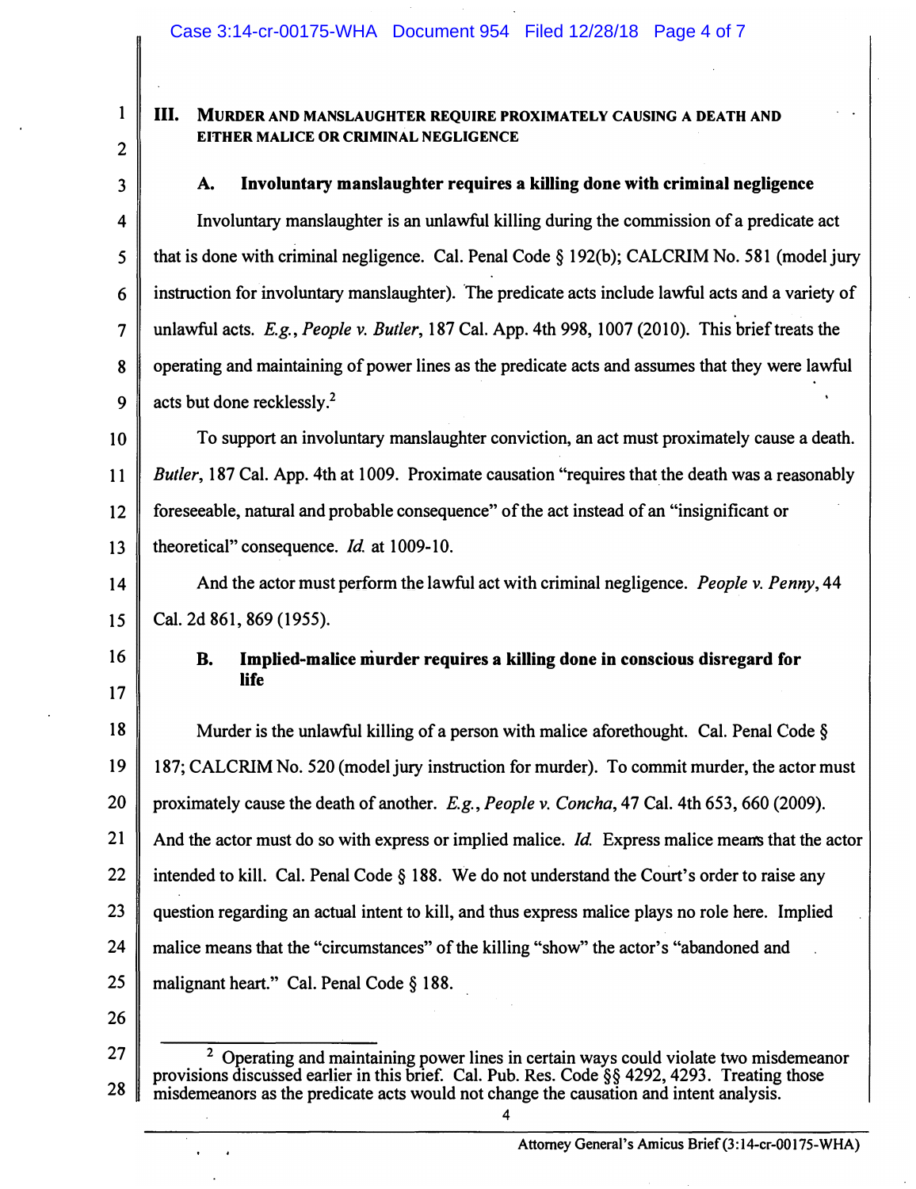## III. Murder and Manslaughter Require Proximately Causing a Death and Either Malice or Criminal Negligence

### A. Involuntary manslaughter requires a killing done with criminal negligence

Involuntary manslaughter is an unlawful killing during the commission of a predicate act that is done with criminal negligence. Cal. Penal Code § 192(b); CALCRIM No. 581 (model jury instruction for involuntary manslaughter). The predicate acts include lawful acts and a variety of unlawful acts. *E.g.*, *People v. Butler*, 187 Cal. App. 4th 998, 1007 (2010). This brief treats the operating and maintaining of power lines as the predicate acts and assumes that they were lawful acts but done recklessly.[2]

To support an involuntary manslaughter conviction, an act must proximately cause a death. *Butler*, 187 Cal. App. 4th at 1009. Proximate causation "requires that the death was a reasonably foreseeable, natural and probable consequence" of the act instead of an "insignificant or theoretical" consequence. *Id.* at 1009-10.

And the actor must perform the lawful act with criminal negligence. *People v. Penny*, 44 Cal. 2d 861, 869 (1955).

### B. Implied-malice murder requires a killing done in conscious disregard for life

Murder is the unlawful killing of a person with malice aforethought. Cal. Penal Code § 187; CALCRIM No. 520 (model jury instruction for murder). To commit murder, the actor must proximately cause the death of another. *E.g.*, *People v. Concha*, 47 Cal. 4th 653, 660 (2009). And the actor must do so with express or implied malice. *Id.* Express malice means that the actor intended to kill. Cal. Penal Code § 188. We do not understand the Court's order to raise any question regarding an actual intent to kill, and thus express malice plays no role here. Implied malice means that the "circumstances" of the killing "show" the actor's "abandoned and malignant heart." Cal. Penal Code § 188.

---

[2] Operating and maintaining power lines in certain ways could violate two misdemeanor provisions discussed earlier in this brief. Cal. Pub. Res. Code §§ 4292, 4293. Treating those misdemeanors as the predicate acts would not change the causation and intent analysis.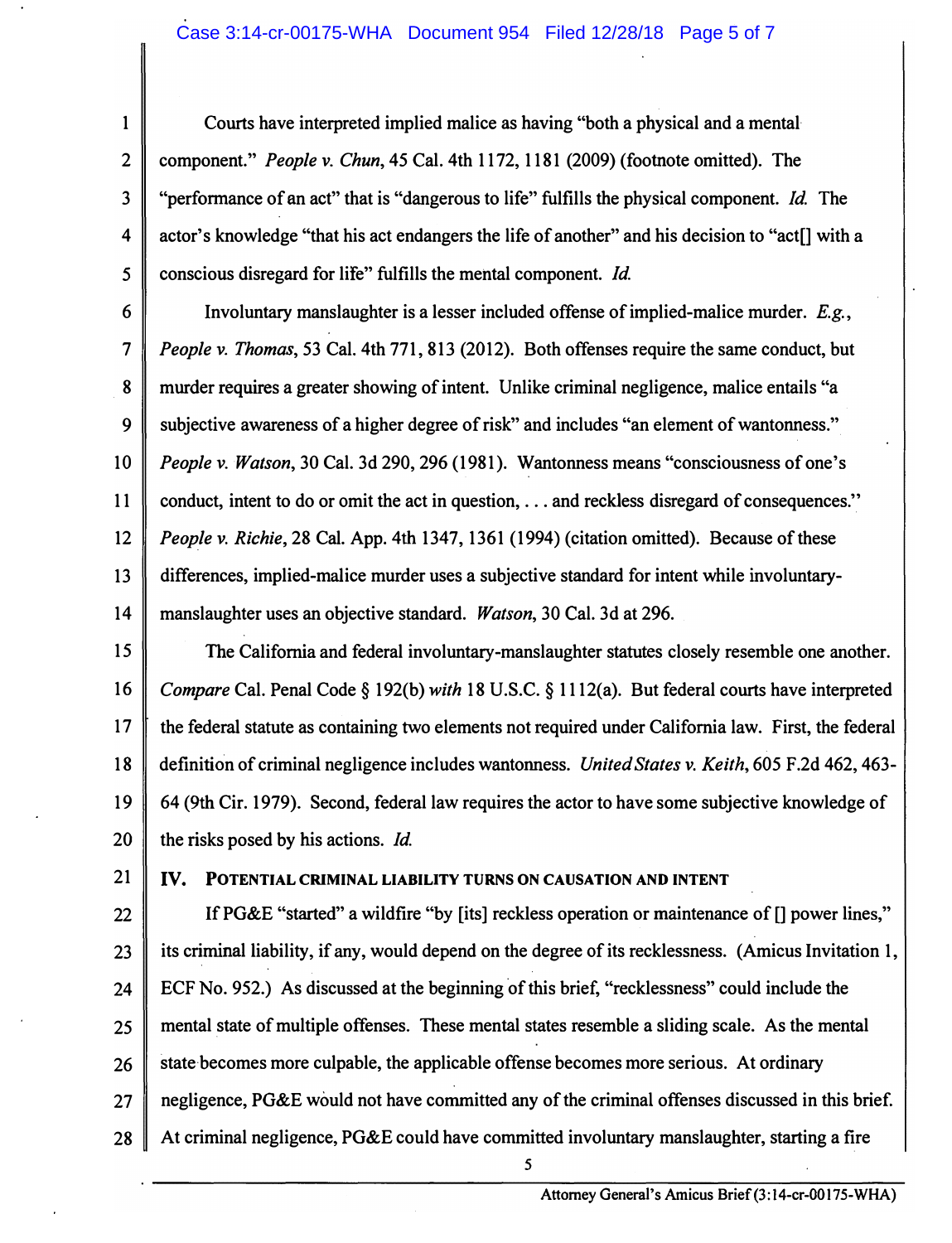Courts have interpreted implied malice as having "both a physical and a mental component." *People v. Chun*, 45 Cal. 4th 1172, 1181 (2009) (footnote omitted). The "performance of an act" that is "dangerous to life" fulfills the physical component. *Id.* The actor's knowledge "that his act endangers the life of another" and his decision to "act[] with a conscious disregard for life" fulfills the mental component. *Id.*

Involuntary manslaughter is a lesser included offense of implied-malice murder. *E.g.*, *People v. Thomas*, 53 Cal. 4th 771, 813 (2012). Both offenses require the same conduct, but murder requires a greater showing of intent. Unlike criminal negligence, malice entails "a subjective awareness of a higher degree of risk" and includes "an element of wantonness." *People v. Watson*, 30 Cal. 3d 290, 296 (1981). Wantonness means "consciousness of one's conduct, intent to do or omit the act in question, . . . and reckless disregard of consequences." *People v. Richie*, 28 Cal. App. 4th 1347, 1361 (1994) (citation omitted). Because of these differences, implied-malice murder uses a subjective standard for intent while involuntary-manslaughter uses an objective standard. *Watson*, 30 Cal. 3d at 296.

The California and federal involuntary-manslaughter statutes closely resemble one another. *Compare* Cal. Penal Code § 192(b) *with* 18 U.S.C. § 1112(a). But federal courts have interpreted the federal statute as containing two elements not required under California law. First, the federal definition of criminal negligence includes wantonness. *United States v. Keith*, 605 F.2d 462, 463-64 (9th Cir. 1979). Second, federal law requires the actor to have some subjective knowledge of the risks posed by his actions. *Id.*

## IV. Potential Criminal Liability Turns on Causation and Intent

If PG&E "started" a wildfire "by [its] reckless operation or maintenance of [] power lines," its criminal liability, if any, would depend on the degree of its recklessness. (Amicus Invitation 1, ECF No. 952.) As discussed at the beginning of this brief, "recklessness" could include the mental state of multiple offenses. These mental states resemble a sliding scale. As the mental state becomes more culpable, the applicable offense becomes more serious. At ordinary negligence, PG&E would not have committed any of the criminal offenses discussed in this brief. At criminal negligence, PG&E could have committed involuntary manslaughter, starting a fire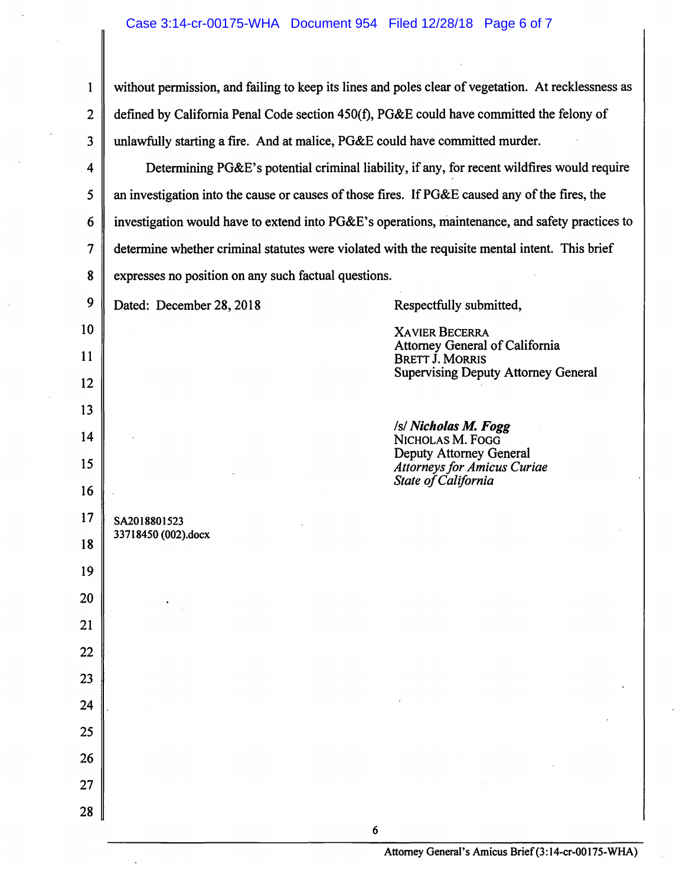without permission, and failing to keep its lines and poles clear of vegetation. At recklessness as defined by California Penal Code section 450(f), PG&E could have committed the felony of unlawfully starting a fire. And at malice, PG&E could have committed murder.

Determining PG&E's potential criminal liability, if any, for recent wildfires would require an investigation into the cause or causes of those fires. If PG&E caused any of the fires, the investigation would have to extend into PG&E's operations, maintenance, and safety practices to determine whether criminal statutes were violated with the requisite mental intent. This brief expresses no position on any such factual questions.

Dated: December 28, 2018

Respectfully submitted,

XAVIER BECERRA
Attorney General of California
BRETT J. MORRIS
Supervising Deputy Attorney General

/s/ ***Nicholas M. Fogg***
NICHOLAS M. FOGG
Deputy Attorney General
*Attorneys for Amicus Curiae*
*State of California*

SA2018801523
33718450 (002).docx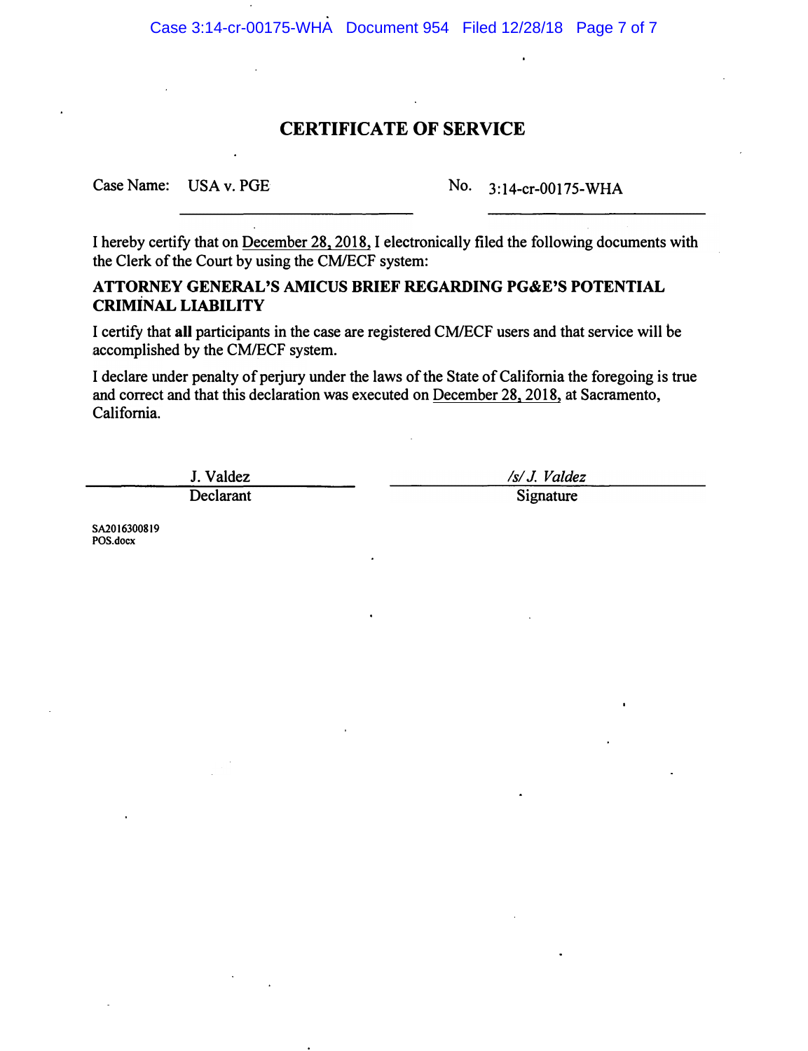# CERTIFICATE OF SERVICE

Case Name: USA v. PGE No. 3:14-cr-00175-WHA

I hereby certify that on December 28, 2018, I electronically filed the following documents with the Clerk of the Court by using the CM/ECF system:

**ATTORNEY GENERAL'S AMICUS BRIEF REGARDING PG&E'S POTENTIAL CRIMINAL LIABILITY**

I certify that **all** participants in the case are registered CM/ECF users and that service will be accomplished by the CM/ECF system.

I declare under penalty of perjury under the laws of the State of California the foregoing is true and correct and that this declaration was executed on December 28, 2018, at Sacramento, California.

| | |
|---|---|
| J. Valdez | */s/ J. Valdez* |
| Declarant | Signature |

**SA2016300819**
**POS.docx**